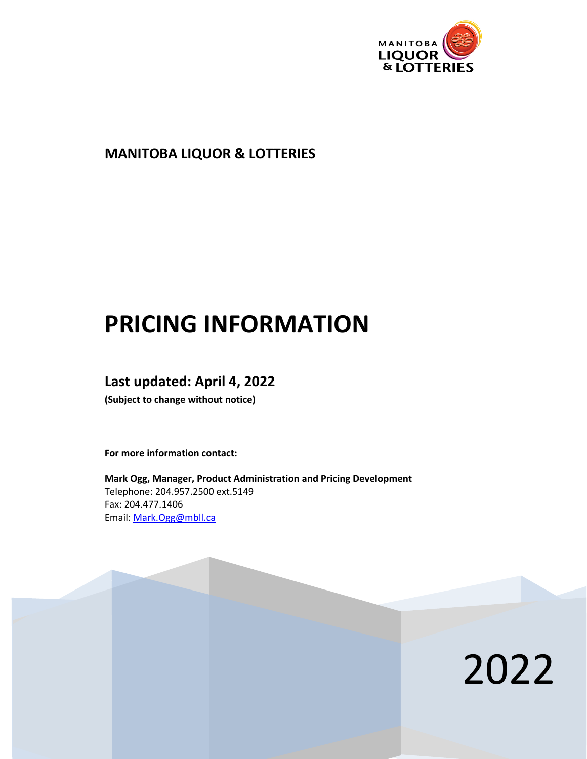MANITOBA LIQUOR & LOTTERIES

**MANITOBA LIQUOR & LOTTERIES**

# PRICING INFORMATION

## Last updated: April 4, 2022

**(Subject to change without notice)**

**For more information contact:**

**Mark Ogg, Manager, Product Administration and Pricing Development**
Telephone: 204.957.2500 ext.5149
Fax: 204.477.1406
Email: Mark.Ogg@mbll.ca

2022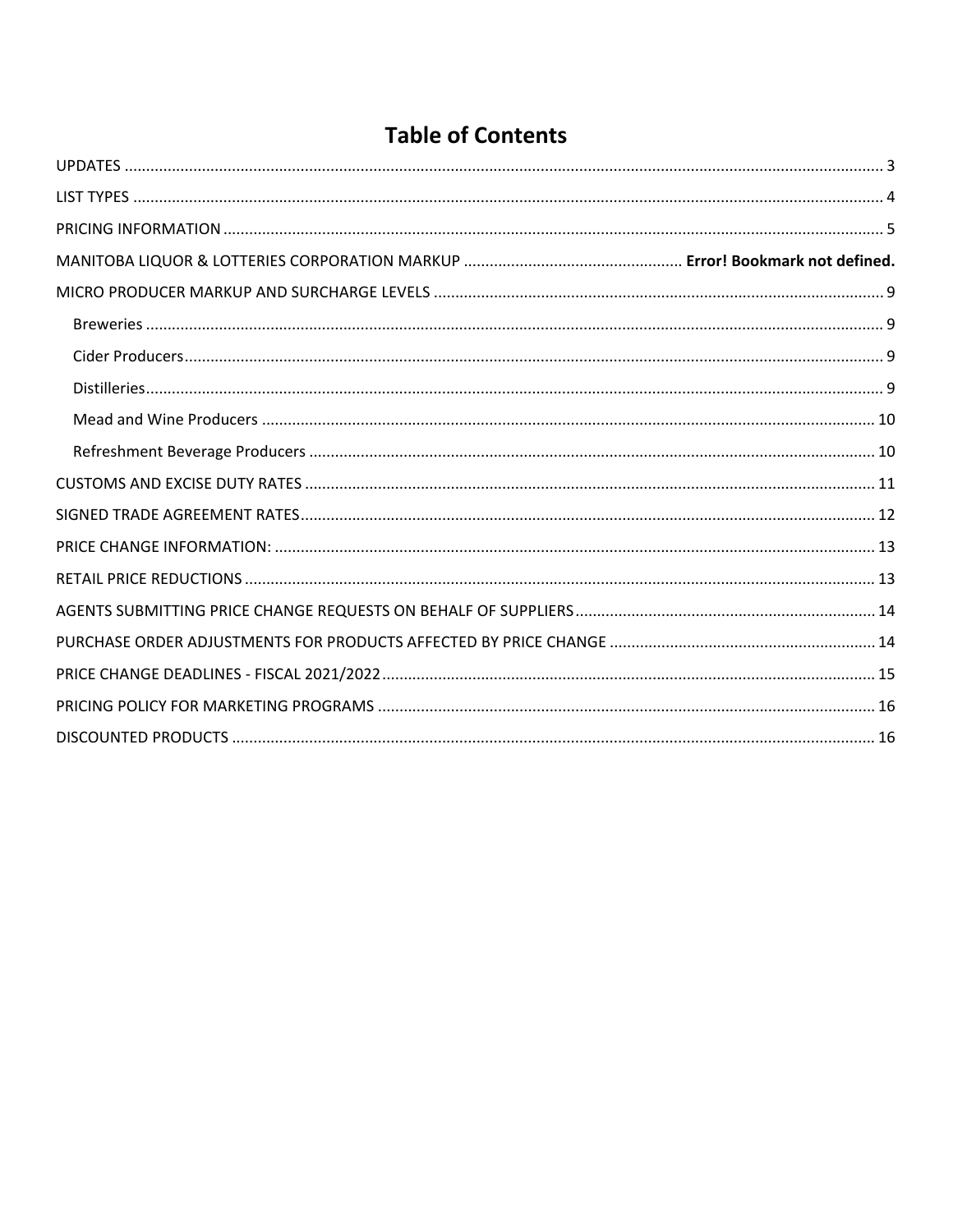# Table of Contents

UPDATES ........................................................................................................................................................... 3

LIST TYPES ........................................................................................................................................................ 4

PRICING INFORMATION .................................................................................................................................. 5

MANITOBA LIQUOR & LOTTERIES CORPORATION MARKUP .................................................. **Error! Bookmark not defined.**

MICRO PRODUCER MARKUP AND SURCHARGE LEVELS ................................................................................. 9

- Breweries ..................................................................................................................................................... 9
- Cider Producers ............................................................................................................................................ 9
- Distilleries ..................................................................................................................................................... 9
- Mead and Wine Producers ......................................................................................................................... 10
- Refreshment Beverage Producers .............................................................................................................. 10

CUSTOMS AND EXCISE DUTY RATES .............................................................................................................. 11

SIGNED TRADE AGREEMENT RATES ................................................................................................................ 12

PRICE CHANGE INFORMATION: ...................................................................................................................... 13

RETAIL PRICE REDUCTIONS ............................................................................................................................. 13

AGENTS SUBMITTING PRICE CHANGE REQUESTS ON BEHALF OF SUPPLIERS ................................................ 14

PURCHASE ORDER ADJUSTMENTS FOR PRODUCTS AFFECTED BY PRICE CHANGE ........................................ 14

PRICE CHANGE DEADLINES - FISCAL 2021/2022 .............................................................................................. 15

PRICING POLICY FOR MARKETING PROGRAMS .............................................................................................. 16

DISCOUNTED PRODUCTS ................................................................................................................................. 16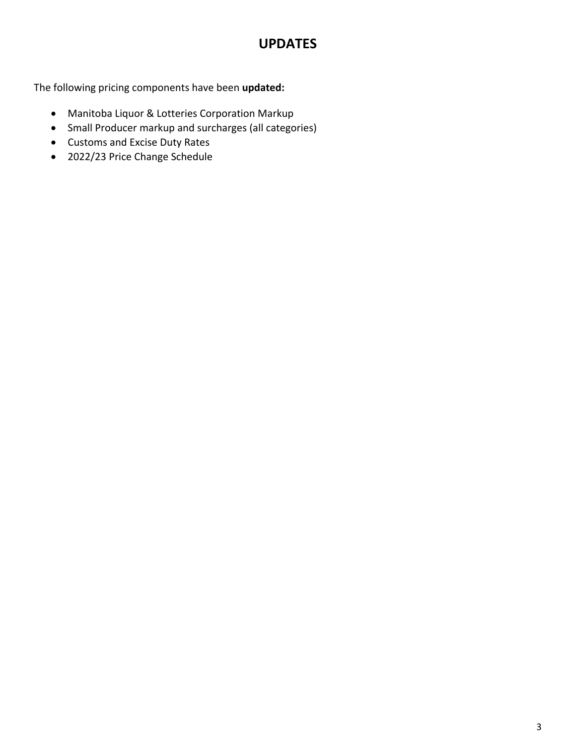# UPDATES

The following pricing components have been **updated:**

- Manitoba Liquor & Lotteries Corporation Markup
- Small Producer markup and surcharges (all categories)
- Customs and Excise Duty Rates
- 2022/23 Price Change Schedule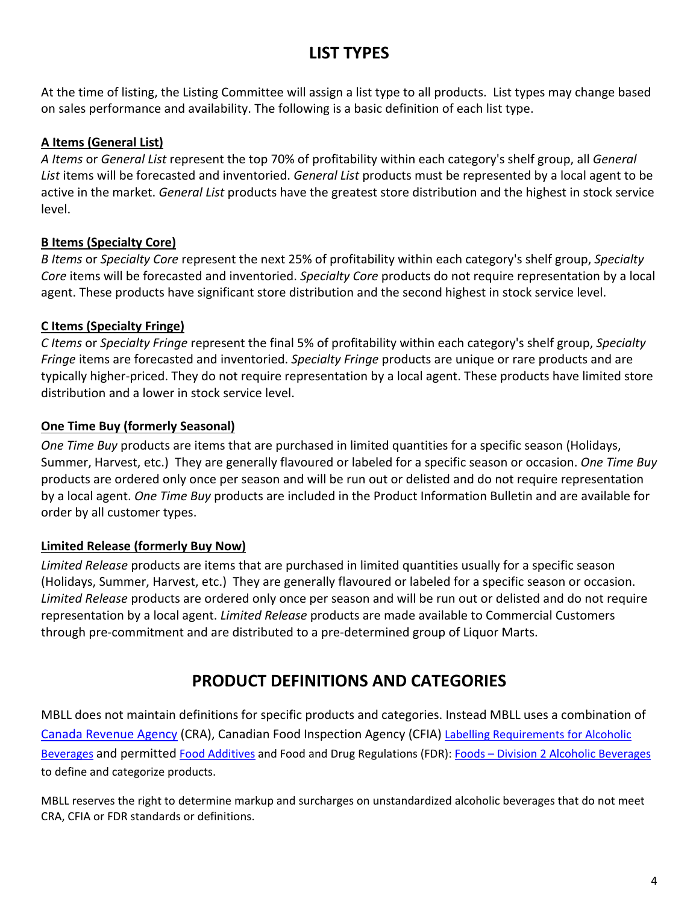# LIST TYPES

At the time of listing, the Listing Committee will assign a list type to all products. List types may change based on sales performance and availability. The following is a basic definition of each list type.

**A Items (General List)**

*A Items* or *General List* represent the top 70% of profitability within each category's shelf group, all *General List* items will be forecasted and inventoried. *General List* products must be represented by a local agent to be active in the market. *General List* products have the greatest store distribution and the highest in stock service level.

**B Items (Specialty Core)**

*B Items* or *Specialty Core* represent the next 25% of profitability within each category's shelf group, *Specialty Core* items will be forecasted and inventoried. *Specialty Core* products do not require representation by a local agent. These products have significant store distribution and the second highest in stock service level.

**C Items (Specialty Fringe)**

*C Items* or *Specialty Fringe* represent the final 5% of profitability within each category's shelf group, *Specialty Fringe* items are forecasted and inventoried. *Specialty Fringe* products are unique or rare products and are typically higher-priced. They do not require representation by a local agent. These products have limited store distribution and a lower in stock service level.

**One Time Buy (formerly Seasonal)**

*One Time Buy* products are items that are purchased in limited quantities for a specific season (Holidays, Summer, Harvest, etc.) They are generally flavoured or labeled for a specific season or occasion. *One Time Buy* products are ordered only once per season and will be run out or delisted and do not require representation by a local agent. *One Time Buy* products are included in the Product Information Bulletin and are available for order by all customer types.

**Limited Release (formerly Buy Now)**

*Limited Release* products are items that are purchased in limited quantities usually for a specific season (Holidays, Summer, Harvest, etc.) They are generally flavoured or labeled for a specific season or occasion. *Limited Release* products are ordered only once per season and will be run out or delisted and do not require representation by a local agent. *Limited Release* products are made available to Commercial Customers through pre-commitment and are distributed to a pre-determined group of Liquor Marts.

# PRODUCT DEFINITIONS AND CATEGORIES

MBLL does not maintain definitions for specific products and categories. Instead MBLL uses a combination of Canada Revenue Agency (CRA), Canadian Food Inspection Agency (CFIA) Labelling Requirements for Alcoholic Beverages and permitted Food Additives and Food and Drug Regulations (FDR): Foods – Division 2 Alcoholic Beverages to define and categorize products.

MBLL reserves the right to determine markup and surcharges on unstandardized alcoholic beverages that do not meet CRA, CFIA or FDR standards or definitions.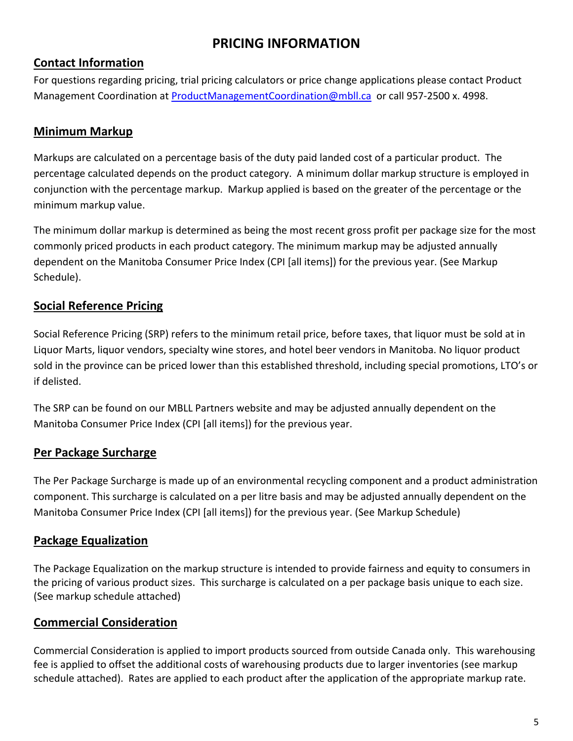# PRICING INFORMATION

## Contact Information

For questions regarding pricing, trial pricing calculators or price change applications please contact Product Management Coordination at [ProductManagementCoordination@mbll.ca](mailto:ProductManagementCoordination@mbll.ca) or call 957-2500 x. 4998.

## Minimum Markup

Markups are calculated on a percentage basis of the duty paid landed cost of a particular product. The percentage calculated depends on the product category. A minimum dollar markup structure is employed in conjunction with the percentage markup. Markup applied is based on the greater of the percentage or the minimum markup value.

The minimum dollar markup is determined as being the most recent gross profit per package size for the most commonly priced products in each product category. The minimum markup may be adjusted annually dependent on the Manitoba Consumer Price Index (CPI [all items]) for the previous year. (See Markup Schedule).

## Social Reference Pricing

Social Reference Pricing (SRP) refers to the minimum retail price, before taxes, that liquor must be sold at in Liquor Marts, liquor vendors, specialty wine stores, and hotel beer vendors in Manitoba. No liquor product sold in the province can be priced lower than this established threshold, including special promotions, LTO's or if delisted.

The SRP can be found on our MBLL Partners website and may be adjusted annually dependent on the Manitoba Consumer Price Index (CPI [all items]) for the previous year.

## Per Package Surcharge

The Per Package Surcharge is made up of an environmental recycling component and a product administration component. This surcharge is calculated on a per litre basis and may be adjusted annually dependent on the Manitoba Consumer Price Index (CPI [all items]) for the previous year. (See Markup Schedule)

## Package Equalization

The Package Equalization on the markup structure is intended to provide fairness and equity to consumers in the pricing of various product sizes. This surcharge is calculated on a per package basis unique to each size. (See markup schedule attached)

## Commercial Consideration

Commercial Consideration is applied to import products sourced from outside Canada only. This warehousing fee is applied to offset the additional costs of warehousing products due to larger inventories (see markup schedule attached). Rates are applied to each product after the application of the appropriate markup rate.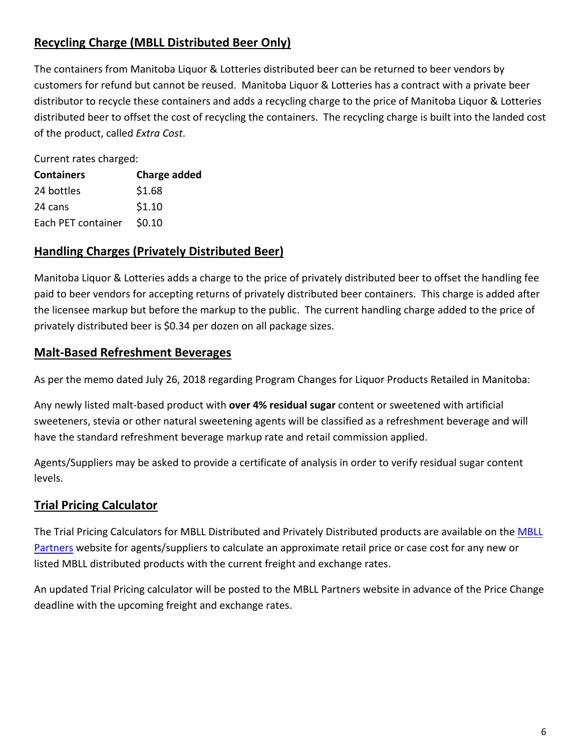## Recycling Charge (MBLL Distributed Beer Only)

The containers from Manitoba Liquor & Lotteries distributed beer can be returned to beer vendors by customers for refund but cannot be reused. Manitoba Liquor & Lotteries has a contract with a private beer distributor to recycle these containers and adds a recycling charge to the price of Manitoba Liquor & Lotteries distributed beer to offset the cost of recycling the containers. The recycling charge is built into the landed cost of the product, called *Extra Cost*.

Current rates charged:

| Containers | Charge added |
|---|---|
| 24 bottles | $1.68 |
| 24 cans | $1.10 |
| Each PET container | $0.10 |

## Handling Charges (Privately Distributed Beer)

Manitoba Liquor & Lotteries adds a charge to the price of privately distributed beer to offset the handling fee paid to beer vendors for accepting returns of privately distributed beer containers. This charge is added after the licensee markup but before the markup to the public. The current handling charge added to the price of privately distributed beer is $0.34 per dozen on all package sizes.

## Malt-Based Refreshment Beverages

As per the memo dated July 26, 2018 regarding Program Changes for Liquor Products Retailed in Manitoba:

Any newly listed malt-based product with **over 4% residual sugar** content or sweetened with artificial sweeteners, stevia or other natural sweetening agents will be classified as a refreshment beverage and will have the standard refreshment beverage markup rate and retail commission applied.

Agents/Suppliers may be asked to provide a certificate of analysis in order to verify residual sugar content levels.

## Trial Pricing Calculator

The Trial Pricing Calculators for MBLL Distributed and Privately Distributed products are available on the MBLL Partners website for agents/suppliers to calculate an approximate retail price or case cost for any new or listed MBLL distributed products with the current freight and exchange rates.

An updated Trial Pricing calculator will be posted to the MBLL Partners website in advance of the Price Change deadline with the upcoming freight and exchange rates.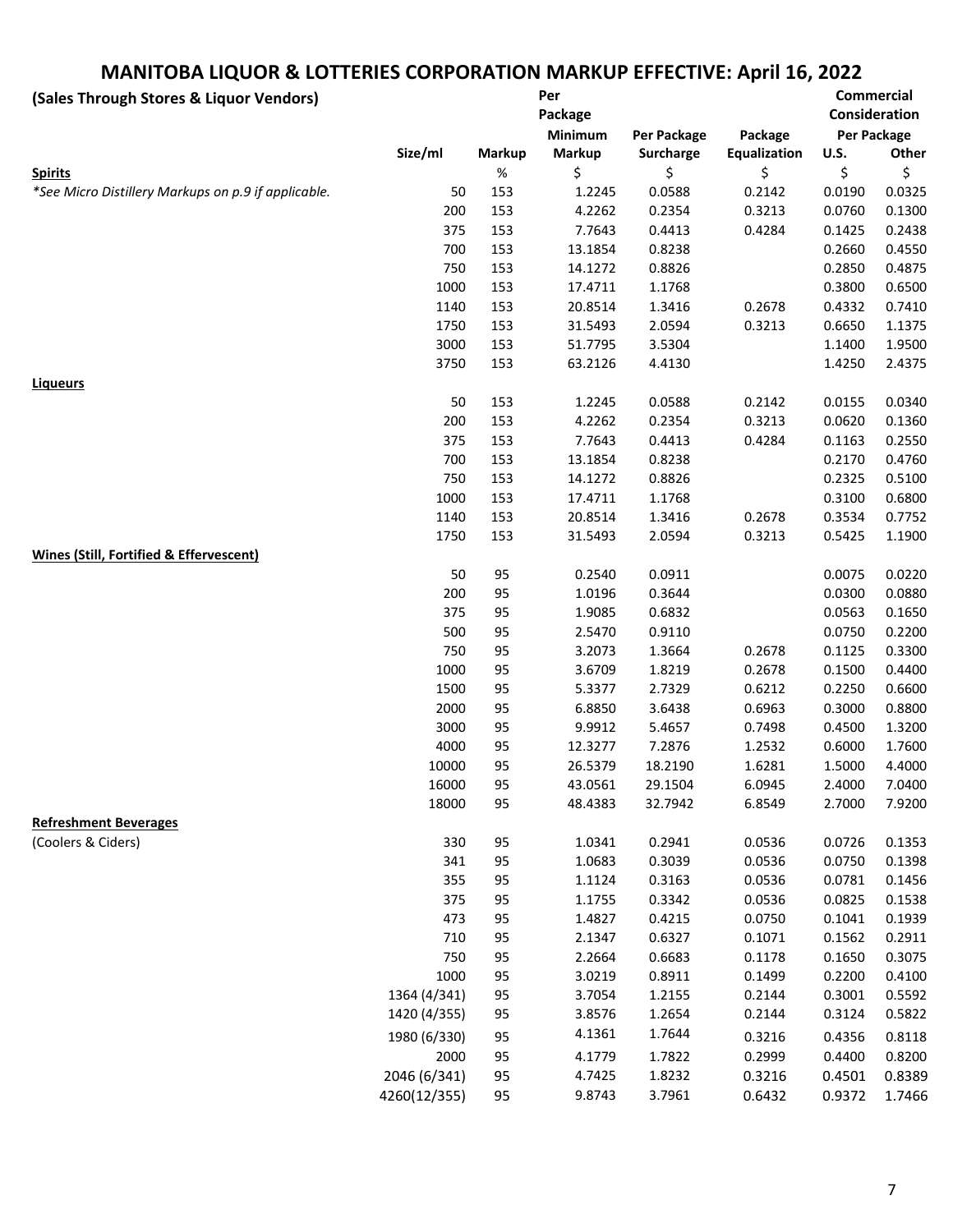# MANITOBA LIQUOR & LOTTERIES CORPORATION MARKUP EFFECTIVE: April 16, 2022

| (Sales Through Stores & Liquor Vendors) | Size/ml | Markup | Per Package Minimum Markup | Per Package Surcharge | Package Equalization | Commercial Consideration Per Package U.S. | Commercial Consideration Per Package Other |
|---|---|---|---|---|---|---|---|
| **Spirits** | | % | $ | $ | $ | $ | $ |
| *\*See Micro Distillery Markups on p.9 if applicable.* | 50 | 153 | 1.2245 | 0.0588 | 0.2142 | 0.0190 | 0.0325 |
| | 200 | 153 | 4.2262 | 0.2354 | 0.3213 | 0.0760 | 0.1300 |
| | 375 | 153 | 7.7643 | 0.4413 | 0.4284 | 0.1425 | 0.2438 |
| | 700 | 153 | 13.1854 | 0.8238 | | 0.2660 | 0.4550 |
| | 750 | 153 | 14.1272 | 0.8826 | | 0.2850 | 0.4875 |
| | 1000 | 153 | 17.4711 | 1.1768 | | 0.3800 | 0.6500 |
| | 1140 | 153 | 20.8514 | 1.3416 | 0.2678 | 0.4332 | 0.7410 |
| | 1750 | 153 | 31.5493 | 2.0594 | 0.3213 | 0.6650 | 1.1375 |
| | 3000 | 153 | 51.7795 | 3.5304 | | 1.1400 | 1.9500 |
| | 3750 | 153 | 63.2126 | 4.4130 | | 1.4250 | 2.4375 |
| **Liqueurs** | | | | | | | |
| | 50 | 153 | 1.2245 | 0.0588 | 0.2142 | 0.0155 | 0.0340 |
| | 200 | 153 | 4.2262 | 0.2354 | 0.3213 | 0.0620 | 0.1360 |
| | 375 | 153 | 7.7643 | 0.4413 | 0.4284 | 0.1163 | 0.2550 |
| | 700 | 153 | 13.1854 | 0.8238 | | 0.2170 | 0.4760 |
| | 750 | 153 | 14.1272 | 0.8826 | | 0.2325 | 0.5100 |
| | 1000 | 153 | 17.4711 | 1.1768 | | 0.3100 | 0.6800 |
| | 1140 | 153 | 20.8514 | 1.3416 | 0.2678 | 0.3534 | 0.7752 |
| | 1750 | 153 | 31.5493 | 2.0594 | 0.3213 | 0.5425 | 1.1900 |
| **Wines (Still, Fortified & Effervescent)** | | | | | | | |
| | 50 | 95 | 0.2540 | 0.0911 | | 0.0075 | 0.0220 |
| | 200 | 95 | 1.0196 | 0.3644 | | 0.0300 | 0.0880 |
| | 375 | 95 | 1.9085 | 0.6832 | | 0.0563 | 0.1650 |
| | 500 | 95 | 2.5470 | 0.9110 | | 0.0750 | 0.2200 |
| | 750 | 95 | 3.2073 | 1.3664 | 0.2678 | 0.1125 | 0.3300 |
| | 1000 | 95 | 3.6709 | 1.8219 | 0.2678 | 0.1500 | 0.4400 |
| | 1500 | 95 | 5.3377 | 2.7329 | 0.6212 | 0.2250 | 0.6600 |
| | 2000 | 95 | 6.8850 | 3.6438 | 0.6963 | 0.3000 | 0.8800 |
| | 3000 | 95 | 9.9912 | 5.4657 | 0.7498 | 0.4500 | 1.3200 |
| | 4000 | 95 | 12.3277 | 7.2876 | 1.2532 | 0.6000 | 1.7600 |
| | 10000 | 95 | 26.5379 | 18.2190 | 1.6281 | 1.5000 | 4.4000 |
| | 16000 | 95 | 43.0561 | 29.1504 | 6.0945 | 2.4000 | 7.0400 |
| | 18000 | 95 | 48.4383 | 32.7942 | 6.8549 | 2.7000 | 7.9200 |
| **Refreshment Beverages** | | | | | | | |
| (Coolers & Ciders) | 330 | 95 | 1.0341 | 0.2941 | 0.0536 | 0.0726 | 0.1353 |
| | 341 | 95 | 1.0683 | 0.3039 | 0.0536 | 0.0750 | 0.1398 |
| | 355 | 95 | 1.1124 | 0.3163 | 0.0536 | 0.0781 | 0.1456 |
| | 375 | 95 | 1.1755 | 0.3342 | 0.0536 | 0.0825 | 0.1538 |
| | 473 | 95 | 1.4827 | 0.4215 | 0.0750 | 0.1041 | 0.1939 |
| | 710 | 95 | 2.1347 | 0.6327 | 0.1071 | 0.1562 | 0.2911 |
| | 750 | 95 | 2.2664 | 0.6683 | 0.1178 | 0.1650 | 0.3075 |
| | 1000 | 95 | 3.0219 | 0.8911 | 0.1499 | 0.2200 | 0.4100 |
| | 1364 (4/341) | 95 | 3.7054 | 1.2155 | 0.2144 | 0.3001 | 0.5592 |
| | 1420 (4/355) | 95 | 3.8576 | 1.2654 | 0.2144 | 0.3124 | 0.5822 |
| | 1980 (6/330) | 95 | 4.1361 | 1.7644 | 0.3216 | 0.4356 | 0.8118 |
| | 2000 | 95 | 4.1779 | 1.7822 | 0.2999 | 0.4400 | 0.8200 |
| | 2046 (6/341) | 95 | 4.7425 | 1.8232 | 0.3216 | 0.4501 | 0.8389 |
| | 4260(12/355) | 95 | 9.8743 | 3.7961 | 0.6432 | 0.9372 | 1.7466 |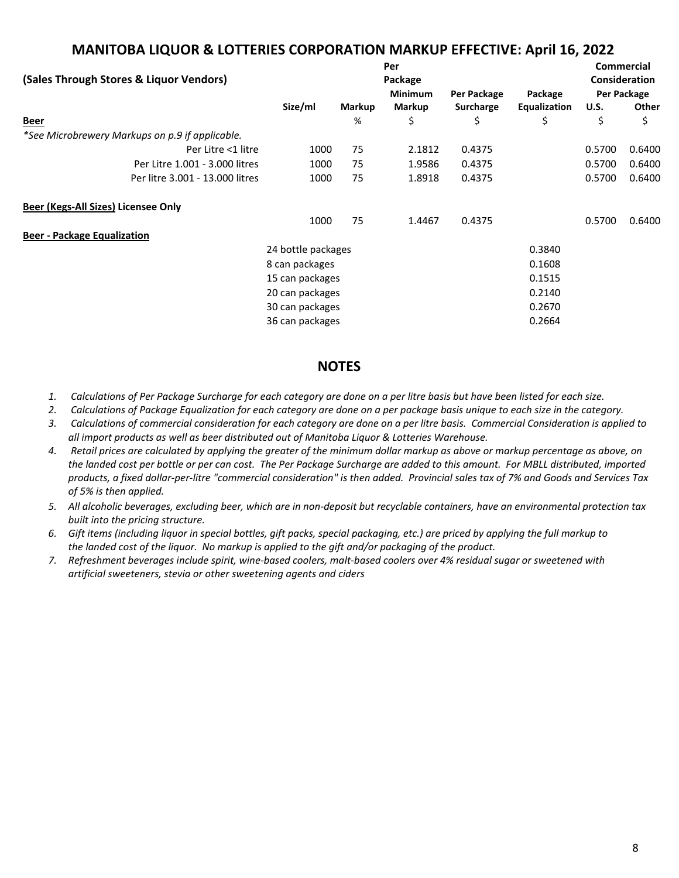# MANITOBA LIQUOR & LOTTERIES CORPORATION MARKUP EFFECTIVE: April 16, 2022

| (Sales Through Stores & Liquor Vendors) | Size/ml | Markup | Per Package Minimum Markup | Per Package Surcharge | Package Equalization | Commercial Consideration Per Package U.S. | Other |
|---|---|---|---|---|---|---|---|
| **Beer** | | % | $ | $ | $ | $ | $ |
| *\*See Microbrewery Markups on p.9 if applicable.* | | | | | | | |
| Per Litre <1 litre | 1000 | 75 | 2.1812 | 0.4375 | | 0.5700 | 0.6400 |
| Per Litre 1.001 - 3.000 litres | 1000 | 75 | 1.9586 | 0.4375 | | 0.5700 | 0.6400 |
| Per litre 3.001 - 13.000 litres | 1000 | 75 | 1.8918 | 0.4375 | | 0.5700 | 0.6400 |
| **Beer (Kegs-All Sizes) Licensee Only** | | | | | | | |
| | 1000 | 75 | 1.4467 | 0.4375 | | 0.5700 | 0.6400 |
| **Beer - Package Equalization** | | | | | | | |
| | 24 bottle packages | | | | 0.3840 | | |
| | 8 can packages | | | | 0.1608 | | |
| | 15 can packages | | | | 0.1515 | | |
| | 20 can packages | | | | 0.2140 | | |
| | 30 can packages | | | | 0.2670 | | |
| | 36 can packages | | | | 0.2664 | | |

## NOTES

1. *Calculations of Per Package Surcharge for each category are done on a per litre basis but have been listed for each size.*
2. *Calculations of Package Equalization for each category are done on a per package basis unique to each size in the category.*
3. *Calculations of commercial consideration for each category are done on a per litre basis. Commercial Consideration is applied to all import products as well as beer distributed out of Manitoba Liquor & Lotteries Warehouse.*
4. *Retail prices are calculated by applying the greater of the minimum dollar markup as above or markup percentage as above, on the landed cost per bottle or per can cost. The Per Package Surcharge are added to this amount. For MBLL distributed, imported products, a fixed dollar-per-litre "commercial consideration" is then added. Provincial sales tax of 7% and Goods and Services Tax of 5% is then applied.*
5. *All alcoholic beverages, excluding beer, which are in non-deposit but recyclable containers, have an environmental protection tax built into the pricing structure.*
6. *Gift items (including liquor in special bottles, gift packs, special packaging, etc.) are priced by applying the full markup to the landed cost of the liquor. No markup is applied to the gift and/or packaging of the product.*
7. *Refreshment beverages include spirit, wine-based coolers, malt-based coolers over 4% residual sugar or sweetened with artificial sweeteners, stevia or other sweetening agents and ciders*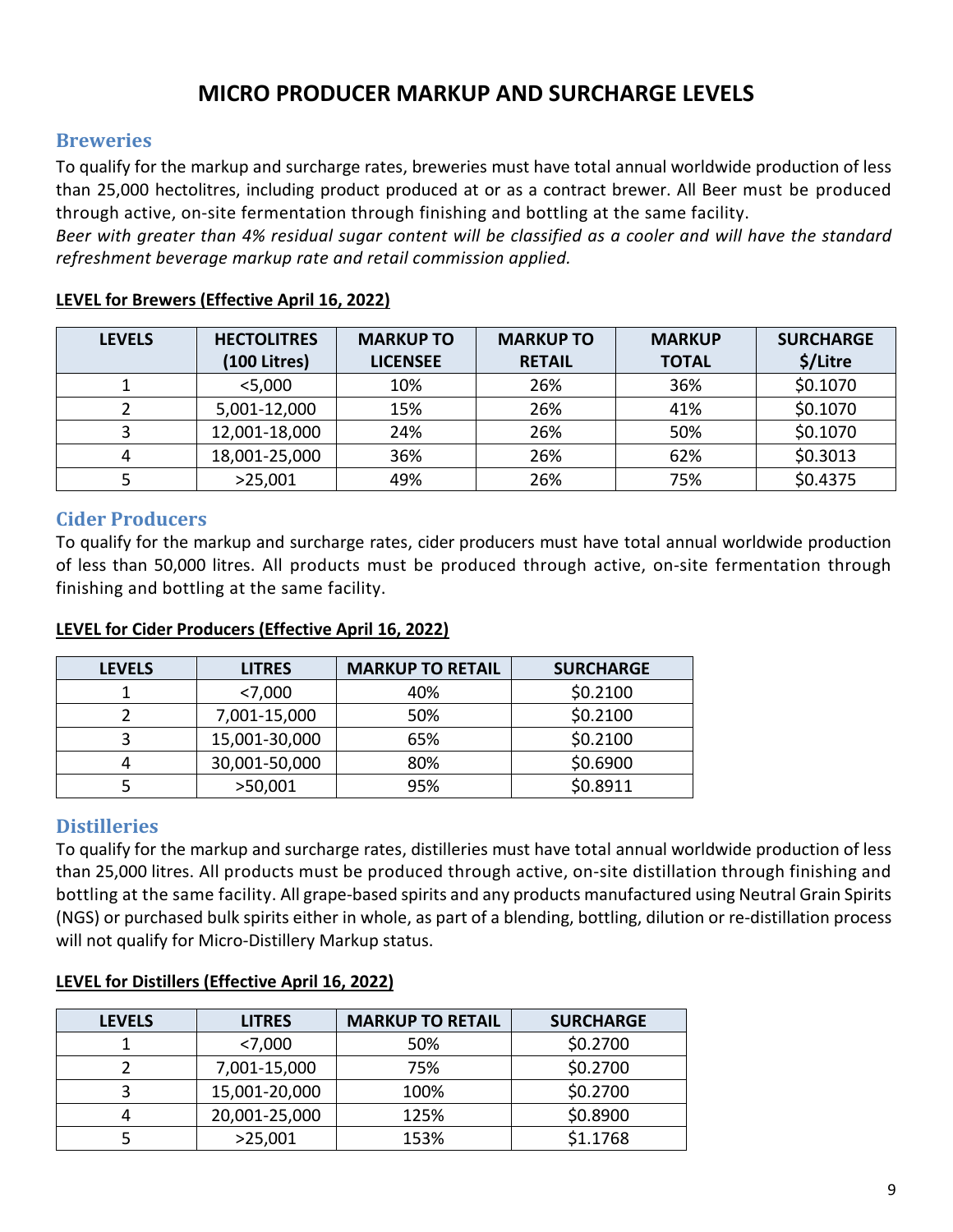# MICRO PRODUCER MARKUP AND SURCHARGE LEVELS

## Breweries

To qualify for the markup and surcharge rates, breweries must have total annual worldwide production of less than 25,000 hectolitres, including product produced at or as a contract brewer. All Beer must be produced through active, on-site fermentation through finishing and bottling at the same facility.

*Beer with greater than 4% residual sugar content will be classified as a cooler and will have the standard refreshment beverage markup rate and retail commission applied.*

**LEVEL for Brewers (Effective April 16, 2022)**

| LEVELS | HECTOLITRES (100 Litres) | MARKUP TO LICENSEE | MARKUP TO RETAIL | MARKUP TOTAL | SURCHARGE $/Litre |
|---|---|---|---|---|---|
| 1 | <5,000 | 10% | 26% | 36% | $0.1070 |
| 2 | 5,001-12,000 | 15% | 26% | 41% | $0.1070 |
| 3 | 12,001-18,000 | 24% | 26% | 50% | $0.1070 |
| 4 | 18,001-25,000 | 36% | 26% | 62% | $0.3013 |
| 5 | >25,001 | 49% | 26% | 75% | $0.4375 |

## Cider Producers

To qualify for the markup and surcharge rates, cider producers must have total annual worldwide production of less than 50,000 litres. All products must be produced through active, on-site fermentation through finishing and bottling at the same facility.

**LEVEL for Cider Producers (Effective April 16, 2022)**

| LEVELS | LITRES | MARKUP TO RETAIL | SURCHARGE |
|---|---|---|---|
| 1 | <7,000 | 40% | $0.2100 |
| 2 | 7,001-15,000 | 50% | $0.2100 |
| 3 | 15,001-30,000 | 65% | $0.2100 |
| 4 | 30,001-50,000 | 80% | $0.6900 |
| 5 | >50,001 | 95% | $0.8911 |

## Distilleries

To qualify for the markup and surcharge rates, distilleries must have total annual worldwide production of less than 25,000 litres. All products must be produced through active, on-site distillation through finishing and bottling at the same facility. All grape-based spirits and any products manufactured using Neutral Grain Spirits (NGS) or purchased bulk spirits either in whole, as part of a blending, bottling, dilution or re-distillation process will not qualify for Micro-Distillery Markup status.

**LEVEL for Distillers (Effective April 16, 2022)**

| LEVELS | LITRES | MARKUP TO RETAIL | SURCHARGE |
|---|---|---|---|
| 1 | <7,000 | 50% | $0.2700 |
| 2 | 7,001-15,000 | 75% | $0.2700 |
| 3 | 15,001-20,000 | 100% | $0.2700 |
| 4 | 20,001-25,000 | 125% | $0.8900 |
| 5 | >25,001 | 153% | $1.1768 |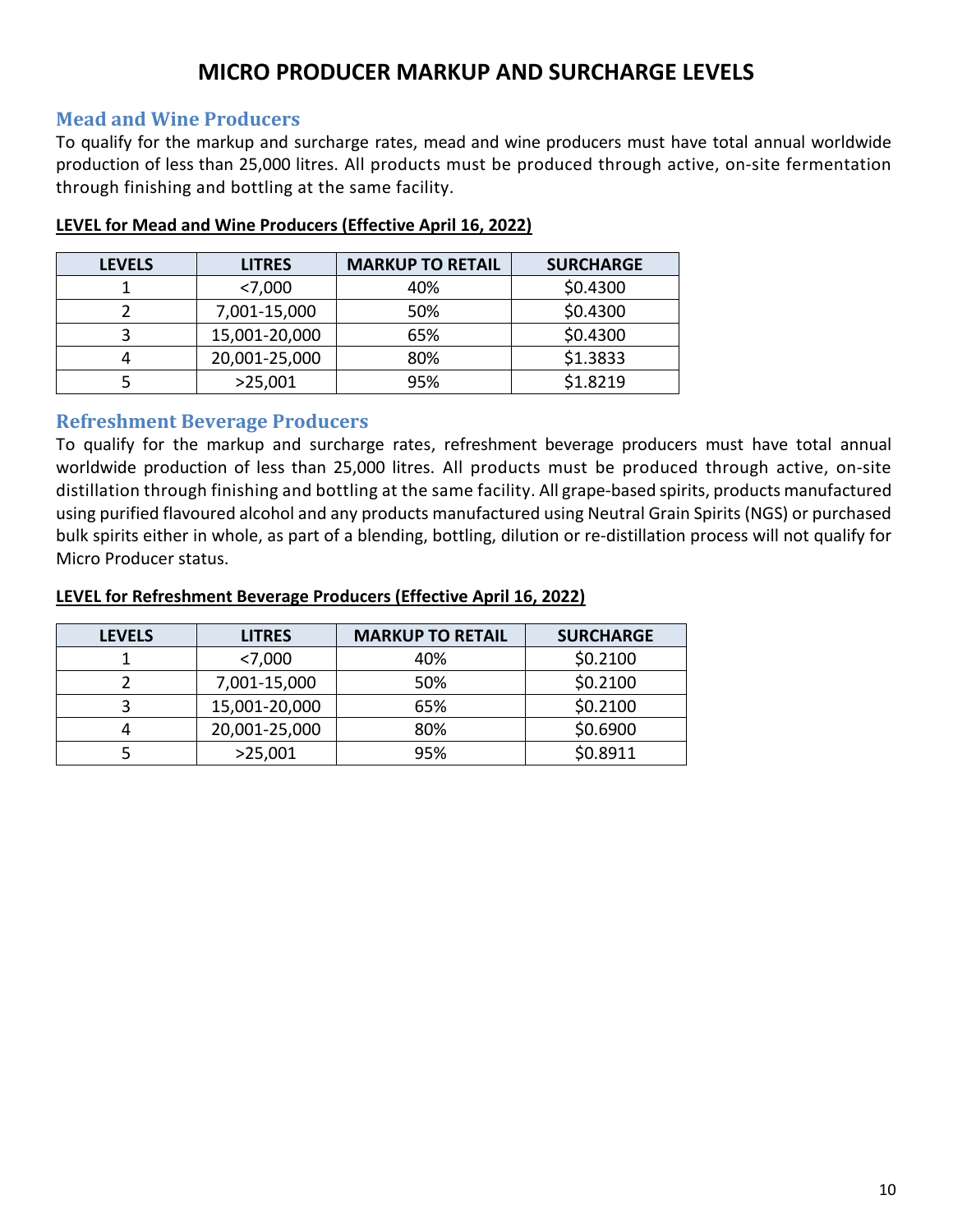# MICRO PRODUCER MARKUP AND SURCHARGE LEVELS

## Mead and Wine Producers

To qualify for the markup and surcharge rates, mead and wine producers must have total annual worldwide production of less than 25,000 litres. All products must be produced through active, on-site fermentation through finishing and bottling at the same facility.

**LEVEL for Mead and Wine Producers (Effective April 16, 2022)**

| LEVELS | LITRES | MARKUP TO RETAIL | SURCHARGE |
|---|---|---|---|
| 1 | <7,000 | 40% | $0.4300 |
| 2 | 7,001-15,000 | 50% | $0.4300 |
| 3 | 15,001-20,000 | 65% | $0.4300 |
| 4 | 20,001-25,000 | 80% | $1.3833 |
| 5 | >25,001 | 95% | $1.8219 |

## Refreshment Beverage Producers

To qualify for the markup and surcharge rates, refreshment beverage producers must have total annual worldwide production of less than 25,000 litres. All products must be produced through active, on-site distillation through finishing and bottling at the same facility. All grape-based spirits, products manufactured using purified flavoured alcohol and any products manufactured using Neutral Grain Spirits (NGS) or purchased bulk spirits either in whole, as part of a blending, bottling, dilution or re-distillation process will not qualify for Micro Producer status.

**LEVEL for Refreshment Beverage Producers (Effective April 16, 2022)**

| LEVELS | LITRES | MARKUP TO RETAIL | SURCHARGE |
|---|---|---|---|
| 1 | <7,000 | 40% | $0.2100 |
| 2 | 7,001-15,000 | 50% | $0.2100 |
| 3 | 15,001-20,000 | 65% | $0.2100 |
| 4 | 20,001-25,000 | 80% | $0.6900 |
| 5 | >25,001 | 95% | $0.8911 |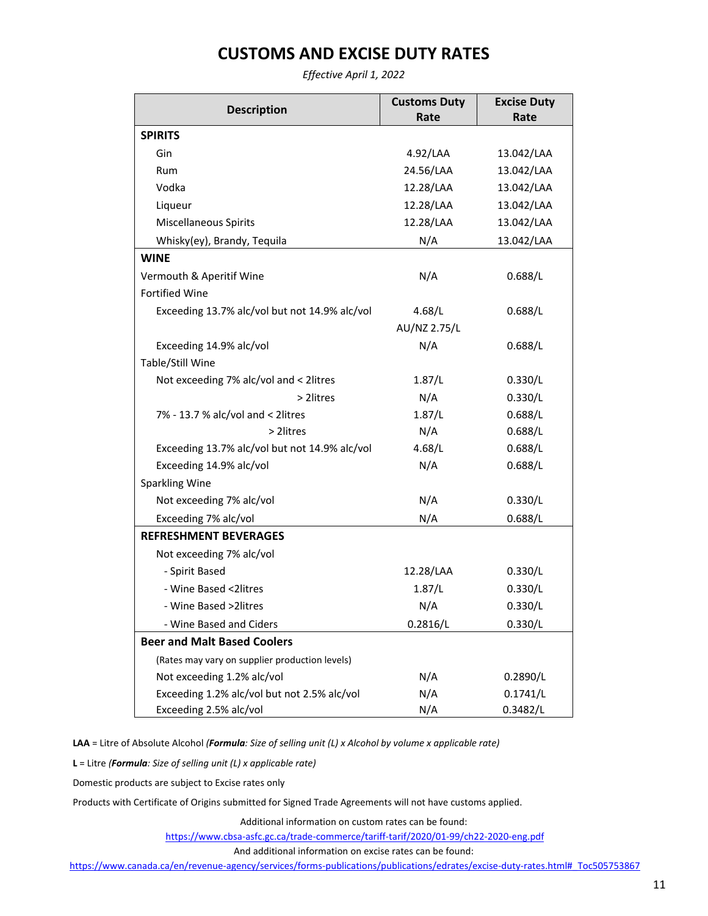# CUSTOMS AND EXCISE DUTY RATES

*Effective April 1, 2022*

| Description | Customs Duty Rate | Excise Duty Rate |
|---|---|---|
| **SPIRITS** | | |
| Gin | 4.92/LAA | 13.042/LAA |
| Rum | 24.56/LAA | 13.042/LAA |
| Vodka | 12.28/LAA | 13.042/LAA |
| Liqueur | 12.28/LAA | 13.042/LAA |
| Miscellaneous Spirits | 12.28/LAA | 13.042/LAA |
| Whisky(ey), Brandy, Tequila | N/A | 13.042/LAA |
| **WINE** | | |
| Vermouth & Aperitif Wine | N/A | 0.688/L |
| Fortified Wine | | |
| Exceeding 13.7% alc/vol but not 14.9% alc/vol | 4.68/L<br>AU/NZ 2.75/L | 0.688/L |
| Exceeding 14.9% alc/vol | N/A | 0.688/L |
| Table/Still Wine | | |
| Not exceeding 7% alc/vol and < 2litres | 1.87/L | 0.330/L |
| > 2litres | N/A | 0.330/L |
| 7% - 13.7 % alc/vol and < 2litres | 1.87/L | 0.688/L |
| > 2litres | N/A | 0.688/L |
| Exceeding 13.7% alc/vol but not 14.9% alc/vol | 4.68/L | 0.688/L |
| Exceeding 14.9% alc/vol | N/A | 0.688/L |
| Sparkling Wine | | |
| Not exceeding 7% alc/vol | N/A | 0.330/L |
| Exceeding 7% alc/vol | N/A | 0.688/L |
| **REFRESHMENT BEVERAGES** | | |
| Not exceeding 7% alc/vol | | |
| - Spirit Based | 12.28/LAA | 0.330/L |
| - Wine Based <2litres | 1.87/L | 0.330/L |
| - Wine Based >2litres | N/A | 0.330/L |
| - Wine Based and Ciders | 0.2816/L | 0.330/L |
| **Beer and Malt Based Coolers** | | |
| (Rates may vary on supplier production levels) | | |
| Not exceeding 1.2% alc/vol | N/A | 0.2890/L |
| Exceeding 1.2% alc/vol but not 2.5% alc/vol | N/A | 0.1741/L |
| Exceeding 2.5% alc/vol | N/A | 0.3482/L |

**LAA** = Litre of Absolute Alcohol *(**Formula**: Size of selling unit (L) x Alcohol by volume x applicable rate)*

**L** = Litre *(**Formula**: Size of selling unit (L) x applicable rate)*

Domestic products are subject to Excise rates only

Products with Certificate of Origins submitted for Signed Trade Agreements will not have customs applied.

Additional information on custom rates can be found:

https://www.cbsa-asfc.gc.ca/trade-commerce/tariff-tarif/2020/01-99/ch22-2020-eng.pdf

And additional information on excise rates can be found:

https://www.canada.ca/en/revenue-agency/services/forms-publications/publications/edrates/excise-duty-rates.html#_Toc505753867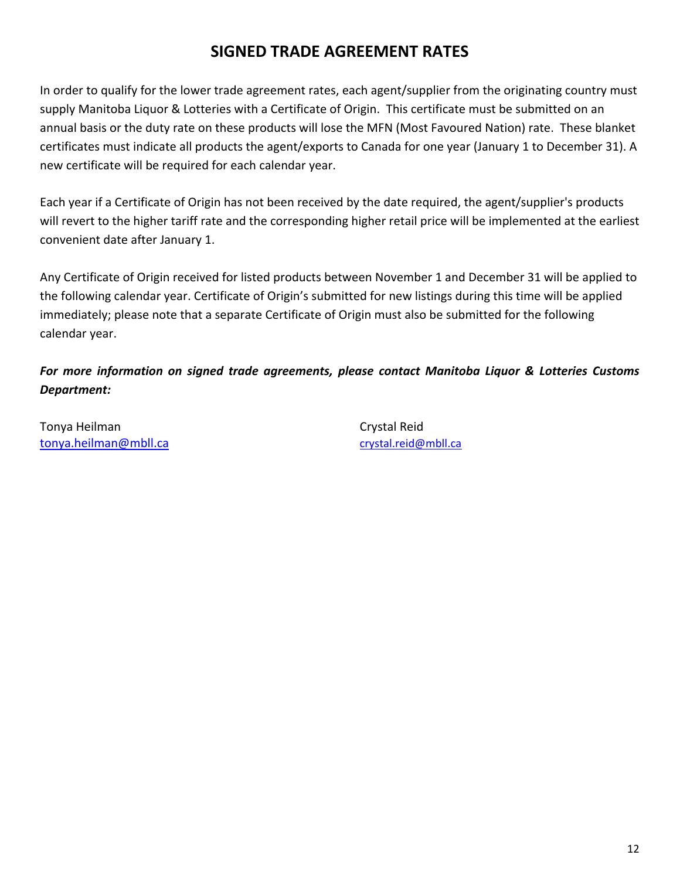## SIGNED TRADE AGREEMENT RATES

In order to qualify for the lower trade agreement rates, each agent/supplier from the originating country must supply Manitoba Liquor & Lotteries with a Certificate of Origin. This certificate must be submitted on an annual basis or the duty rate on these products will lose the MFN (Most Favoured Nation) rate. These blanket certificates must indicate all products the agent/exports to Canada for one year (January 1 to December 31). A new certificate will be required for each calendar year.

Each year if a Certificate of Origin has not been received by the date required, the agent/supplier's products will revert to the higher tariff rate and the corresponding higher retail price will be implemented at the earliest convenient date after January 1.

Any Certificate of Origin received for listed products between November 1 and December 31 will be applied to the following calendar year. Certificate of Origin's submitted for new listings during this time will be applied immediately; please note that a separate Certificate of Origin must also be submitted for the following calendar year.

***For more information on signed trade agreements, please contact Manitoba Liquor & Lotteries Customs Department:***

Tonya Heilman
tonya.heilman@mbll.ca

Crystal Reid
crystal.reid@mbll.ca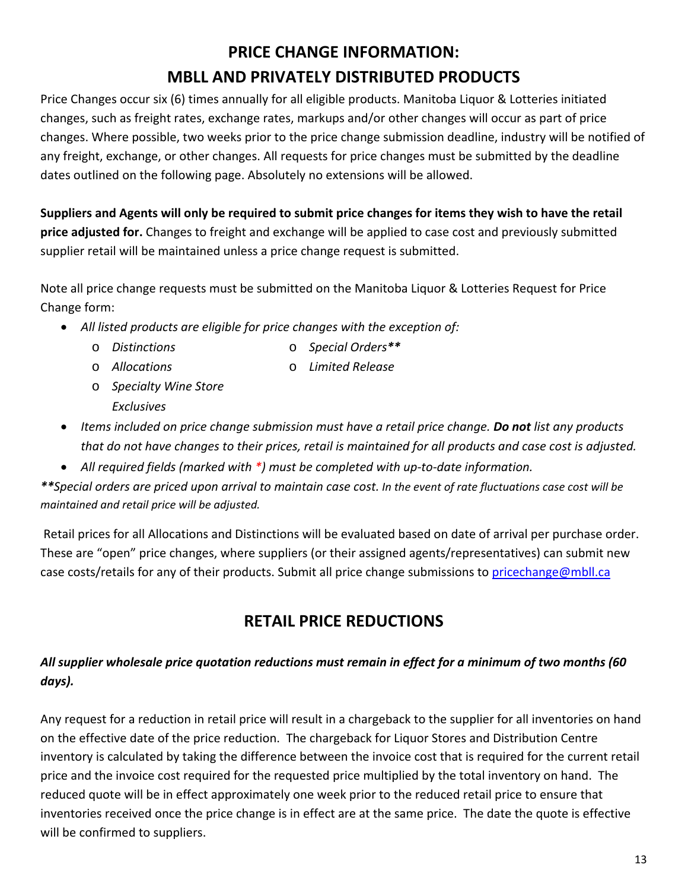# PRICE CHANGE INFORMATION:
# MBLL AND PRIVATELY DISTRIBUTED PRODUCTS

Price Changes occur six (6) times annually for all eligible products. Manitoba Liquor & Lotteries initiated changes, such as freight rates, exchange rates, markups and/or other changes will occur as part of price changes. Where possible, two weeks prior to the price change submission deadline, industry will be notified of any freight, exchange, or other changes. All requests for price changes must be submitted by the deadline dates outlined on the following page. Absolutely no extensions will be allowed.

**Suppliers and Agents will only be required to submit price changes for items they wish to have the retail price adjusted for.** Changes to freight and exchange will be applied to case cost and previously submitted supplier retail will be maintained unless a price change request is submitted.

Note all price change requests must be submitted on the Manitoba Liquor & Lotteries Request for Price Change form:

- *All listed products are eligible for price changes with the exception of:*
  - *Distinctions*
  - *Allocations*
  - *Specialty Wine Store Exclusives*
  - *Special Orders***
  - *Limited Release*
- *Items included on price change submission must have a retail price change.* ***Do not*** *list any products that do not have changes to their prices, retail is maintained for all products and case cost is adjusted.*
- *All required fields (marked with *) must be completed with up-to-date information.*

*****Special orders are priced upon arrival to maintain case cost. In the event of rate fluctuations case cost will be maintained and retail price will be adjusted.*

Retail prices for all Allocations and Distinctions will be evaluated based on date of arrival per purchase order. These are "open" price changes, where suppliers (or their assigned agents/representatives) can submit new case costs/retails for any of their products. Submit all price change submissions to [pricechange@mbll.ca](mailto:pricechange@mbll.ca)

## RETAIL PRICE REDUCTIONS

***All supplier wholesale price quotation reductions must remain in effect for a minimum of two months (60 days).***

Any request for a reduction in retail price will result in a chargeback to the supplier for all inventories on hand on the effective date of the price reduction. The chargeback for Liquor Stores and Distribution Centre inventory is calculated by taking the difference between the invoice cost that is required for the current retail price and the invoice cost required for the requested price multiplied by the total inventory on hand. The reduced quote will be in effect approximately one week prior to the reduced retail price to ensure that inventories received once the price change is in effect are at the same price. The date the quote is effective will be confirmed to suppliers.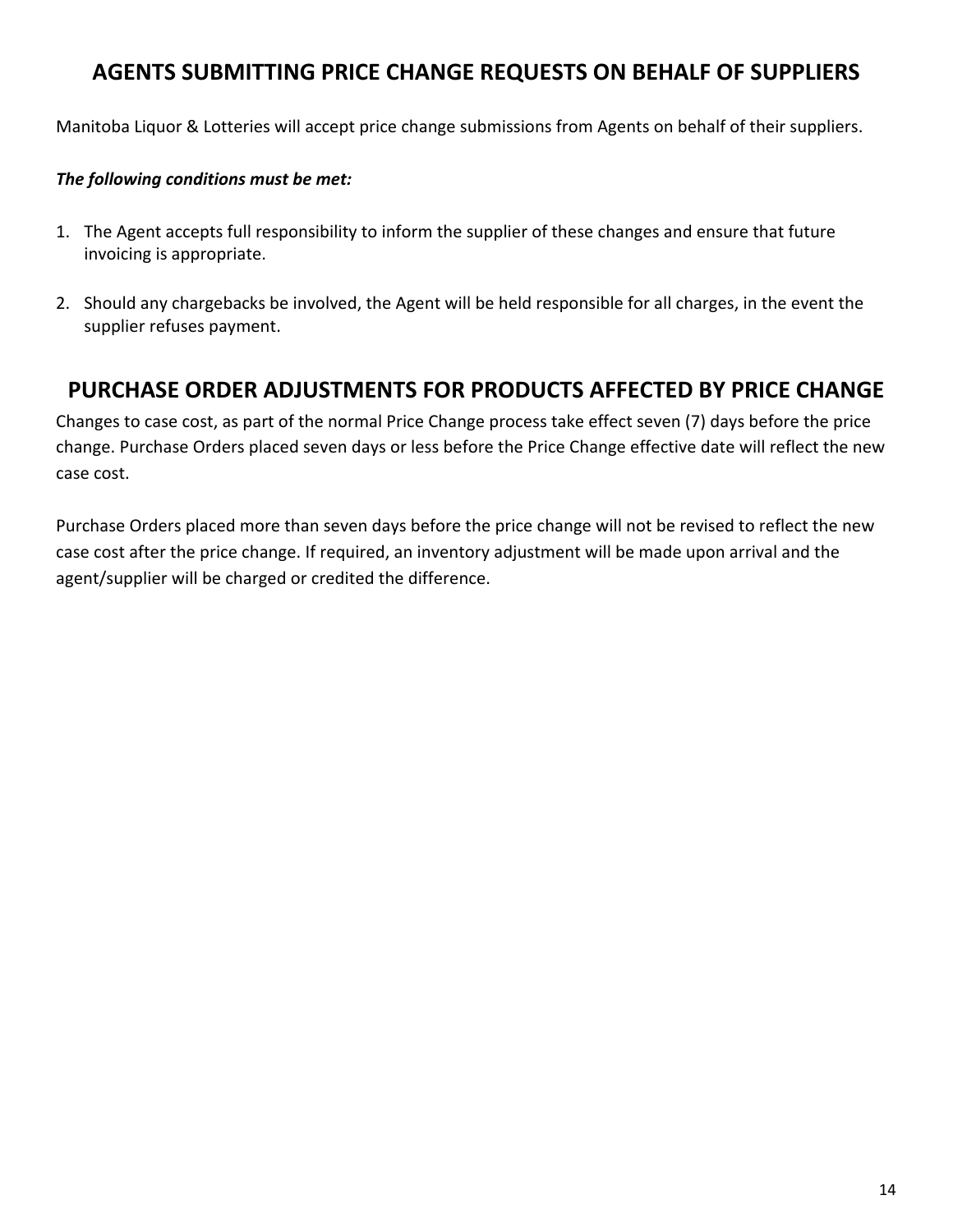## AGENTS SUBMITTING PRICE CHANGE REQUESTS ON BEHALF OF SUPPLIERS

Manitoba Liquor & Lotteries will accept price change submissions from Agents on behalf of their suppliers.

***The following conditions must be met:***

1. The Agent accepts full responsibility to inform the supplier of these changes and ensure that future invoicing is appropriate.

2. Should any chargebacks be involved, the Agent will be held responsible for all charges, in the event the supplier refuses payment.

## PURCHASE ORDER ADJUSTMENTS FOR PRODUCTS AFFECTED BY PRICE CHANGE

Changes to case cost, as part of the normal Price Change process take effect seven (7) days before the price change. Purchase Orders placed seven days or less before the Price Change effective date will reflect the new case cost.

Purchase Orders placed more than seven days before the price change will not be revised to reflect the new case cost after the price change. If required, an inventory adjustment will be made upon arrival and the agent/supplier will be charged or credited the difference.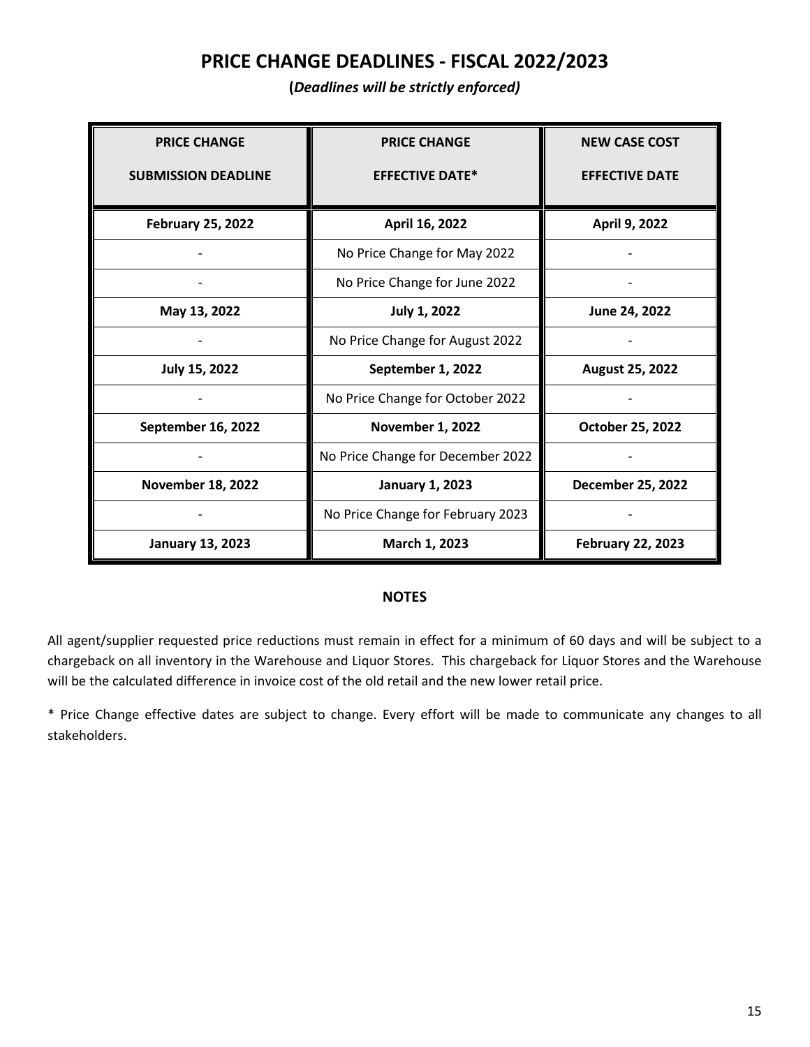# PRICE CHANGE DEADLINES - FISCAL 2022/2023

**(*Deadlines will be strictly enforced)***

| PRICE CHANGE SUBMISSION DEADLINE | PRICE CHANGE EFFECTIVE DATE* | NEW CASE COST EFFECTIVE DATE |
|---|---|---|
| **February 25, 2022** | **April 16, 2022** | **April 9, 2022** |
| - | No Price Change for May 2022 | - |
| - | No Price Change for June 2022 | - |
| **May 13, 2022** | **July 1, 2022** | **June 24, 2022** |
| - | No Price Change for August 2022 | - |
| **July 15, 2022** | **September 1, 2022** | **August 25, 2022** |
| - | No Price Change for October 2022 | - |
| **September 16, 2022** | **November 1, 2022** | **October 25, 2022** |
| - | No Price Change for December 2022 | - |
| **November 18, 2022** | **January 1, 2023** | **December 25, 2022** |
| - | No Price Change for February 2023 | - |
| **January 13, 2023** | **March 1, 2023** | **February 22, 2023** |

## NOTES

All agent/supplier requested price reductions must remain in effect for a minimum of 60 days and will be subject to a chargeback on all inventory in the Warehouse and Liquor Stores. This chargeback for Liquor Stores and the Warehouse will be the calculated difference in invoice cost of the old retail and the new lower retail price.

* Price Change effective dates are subject to change. Every effort will be made to communicate any changes to all stakeholders.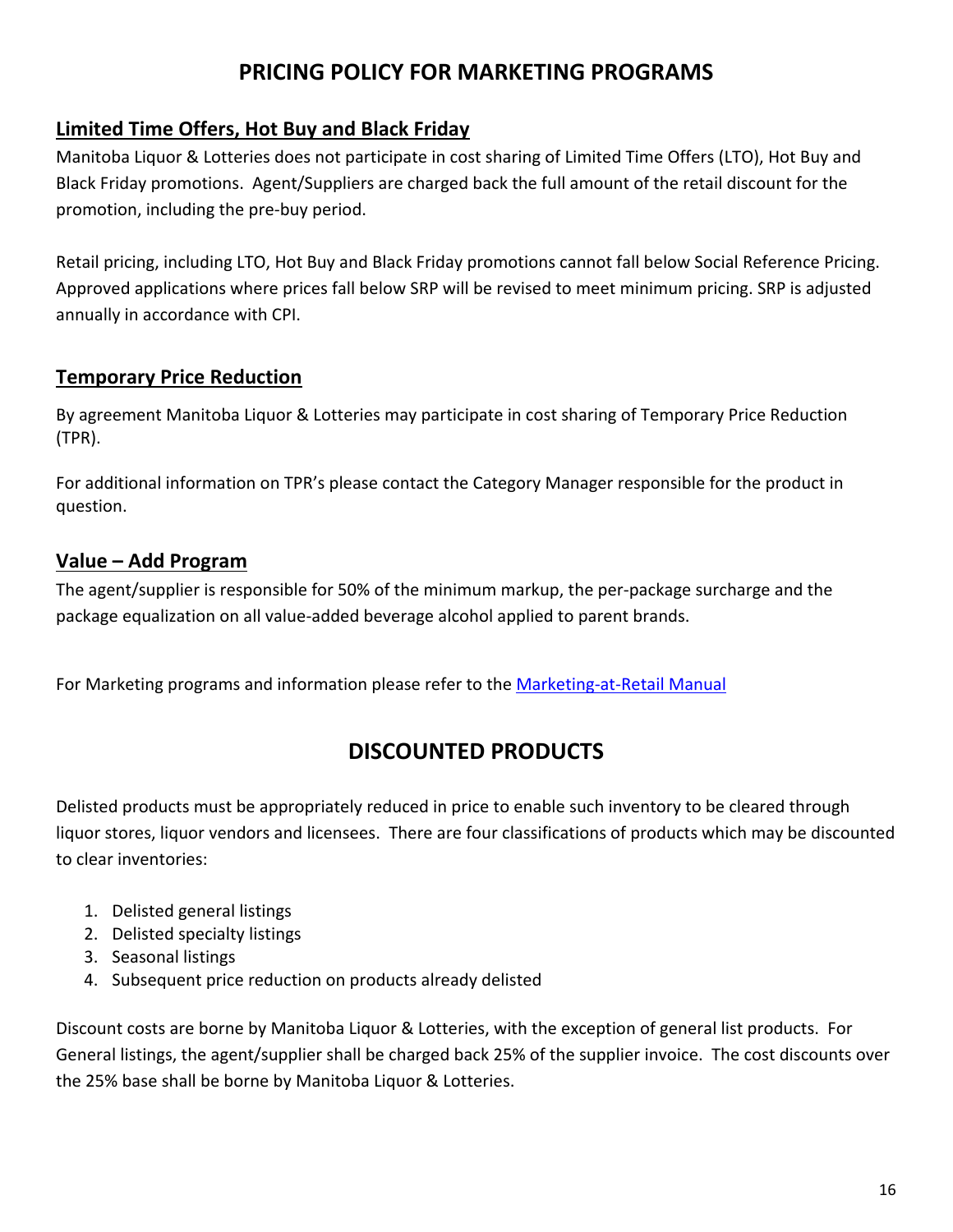# PRICING POLICY FOR MARKETING PROGRAMS

## Limited Time Offers, Hot Buy and Black Friday

Manitoba Liquor & Lotteries does not participate in cost sharing of Limited Time Offers (LTO), Hot Buy and Black Friday promotions. Agent/Suppliers are charged back the full amount of the retail discount for the promotion, including the pre-buy period.

Retail pricing, including LTO, Hot Buy and Black Friday promotions cannot fall below Social Reference Pricing. Approved applications where prices fall below SRP will be revised to meet minimum pricing. SRP is adjusted annually in accordance with CPI.

## Temporary Price Reduction

By agreement Manitoba Liquor & Lotteries may participate in cost sharing of Temporary Price Reduction (TPR).

For additional information on TPR's please contact the Category Manager responsible for the product in question.

## Value – Add Program

The agent/supplier is responsible for 50% of the minimum markup, the per-package surcharge and the package equalization on all value-added beverage alcohol applied to parent brands.

For Marketing programs and information please refer to the Marketing-at-Retail Manual

# DISCOUNTED PRODUCTS

Delisted products must be appropriately reduced in price to enable such inventory to be cleared through liquor stores, liquor vendors and licensees. There are four classifications of products which may be discounted to clear inventories:

1. Delisted general listings
2. Delisted specialty listings
3. Seasonal listings
4. Subsequent price reduction on products already delisted

Discount costs are borne by Manitoba Liquor & Lotteries, with the exception of general list products. For General listings, the agent/supplier shall be charged back 25% of the supplier invoice. The cost discounts over the 25% base shall be borne by Manitoba Liquor & Lotteries.